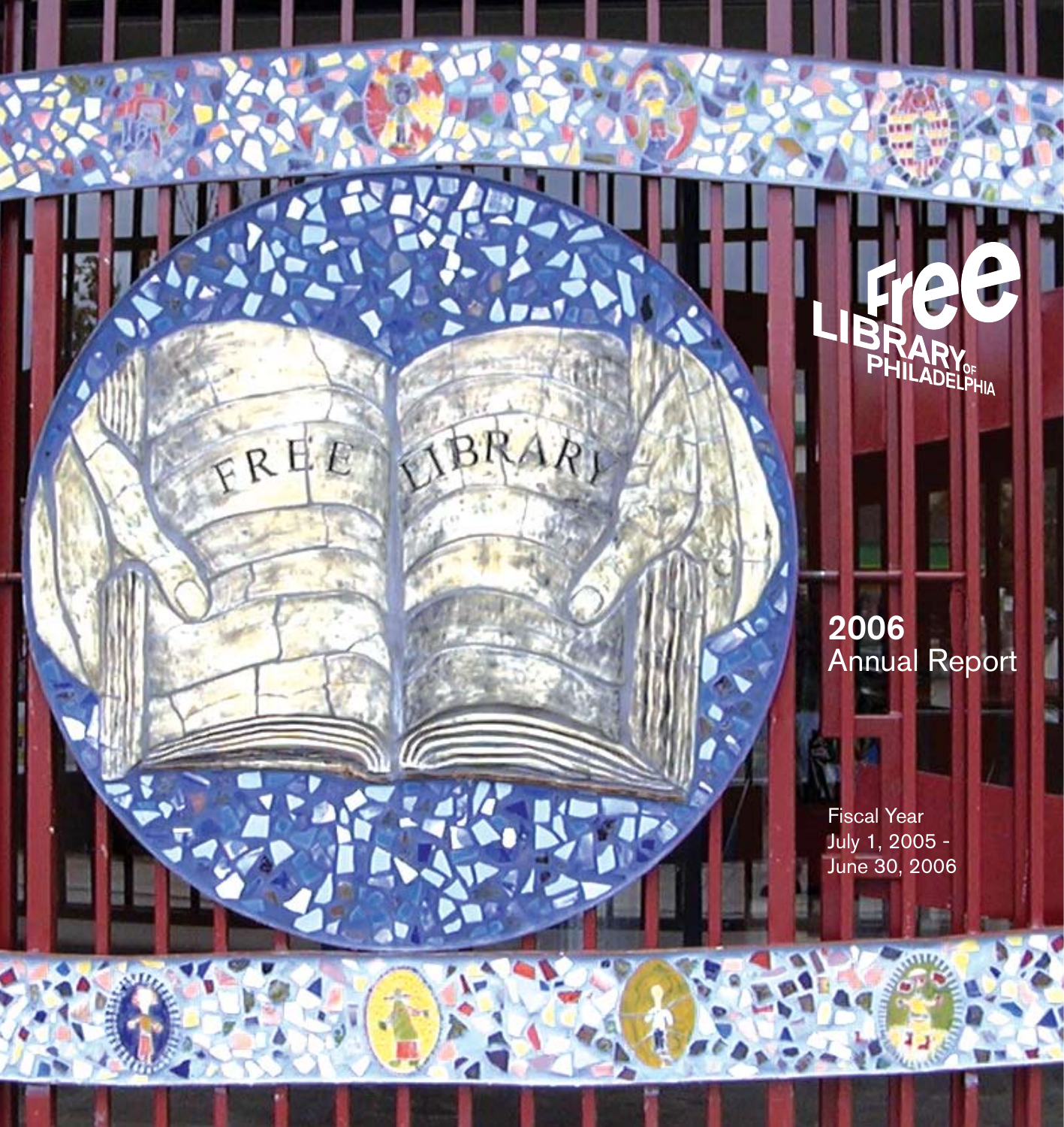# Free Library of Philadelphia

## 2006 Annual Report

Fiscal Year
July 1, 2005 - June 30, 2006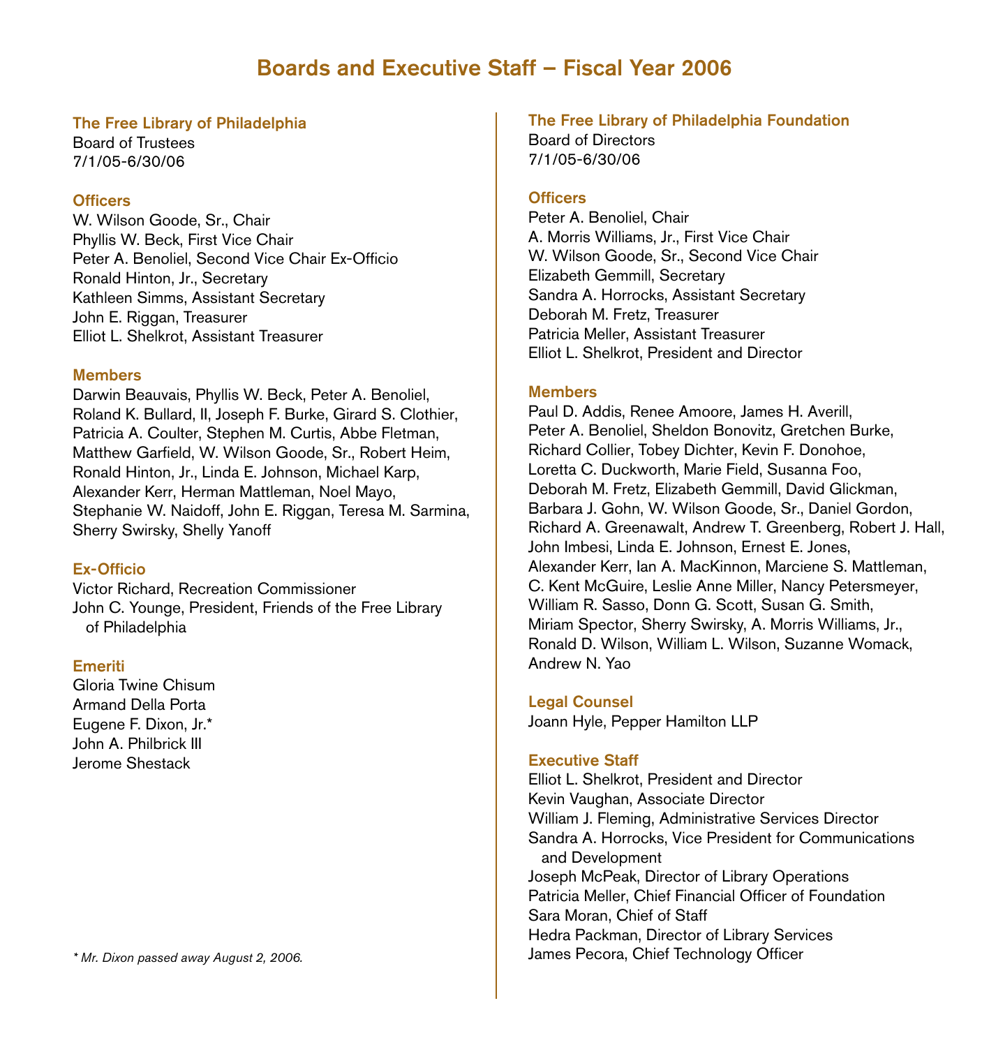# Boards and Executive Staff – Fiscal Year 2006

## The Free Library of Philadelphia

Board of Trustees
7/1/05-6/30/06

### Officers

W. Wilson Goode, Sr., Chair
Phyllis W. Beck, First Vice Chair
Peter A. Benoliel, Second Vice Chair Ex-Officio
Ronald Hinton, Jr., Secretary
Kathleen Simms, Assistant Secretary
John E. Riggan, Treasurer
Elliot L. Shelkrot, Assistant Treasurer

### Members

Darwin Beauvais, Phyllis W. Beck, Peter A. Benoliel, Roland K. Bullard, II, Joseph F. Burke, Girard S. Clothier, Patricia A. Coulter, Stephen M. Curtis, Abbe Fletman, Matthew Garfield, W. Wilson Goode, Sr., Robert Heim, Ronald Hinton, Jr., Linda E. Johnson, Michael Karp, Alexander Kerr, Herman Mattleman, Noel Mayo, Stephanie W. Naidoff, John E. Riggan, Teresa M. Sarmina, Sherry Swirsky, Shelly Yanoff

### Ex-Officio

Victor Richard, Recreation Commissioner
John C. Younge, President, Friends of the Free Library of Philadelphia

### Emeriti

Gloria Twine Chisum
Armand Della Porta
Eugene F. Dixon, Jr.*
John A. Philbrick III
Jerome Shestack

*\* Mr. Dixon passed away August 2, 2006.*

## The Free Library of Philadelphia Foundation

Board of Directors
7/1/05-6/30/06

### Officers

Peter A. Benoliel, Chair
A. Morris Williams, Jr., First Vice Chair
W. Wilson Goode, Sr., Second Vice Chair
Elizabeth Gemmill, Secretary
Sandra A. Horrocks, Assistant Secretary
Deborah M. Fretz, Treasurer
Patricia Meller, Assistant Treasurer
Elliot L. Shelkrot, President and Director

### Members

Paul D. Addis, Renee Amoore, James H. Averill, Peter A. Benoliel, Sheldon Bonovitz, Gretchen Burke, Richard Collier, Tobey Dichter, Kevin F. Donohoe, Loretta C. Duckworth, Marie Field, Susanna Foo, Deborah M. Fretz, Elizabeth Gemmill, David Glickman, Barbara J. Gohn, W. Wilson Goode, Sr., Daniel Gordon, Richard A. Greenawalt, Andrew T. Greenberg, Robert J. Hall, John Imbesi, Linda E. Johnson, Ernest E. Jones, Alexander Kerr, Ian A. MacKinnon, Marciene S. Mattleman, C. Kent McGuire, Leslie Anne Miller, Nancy Petersmeyer, William R. Sasso, Donn G. Scott, Susan G. Smith, Miriam Spector, Sherry Swirsky, A. Morris Williams, Jr., Ronald D. Wilson, William L. Wilson, Suzanne Womack, Andrew N. Yao

### Legal Counsel

Joann Hyle, Pepper Hamilton LLP

### Executive Staff

Elliot L. Shelkrot, President and Director
Kevin Vaughan, Associate Director
William J. Fleming, Administrative Services Director
Sandra A. Horrocks, Vice President for Communications and Development
Joseph McPeak, Director of Library Operations
Patricia Meller, Chief Financial Officer of Foundation
Sara Moran, Chief of Staff
Hedra Packman, Director of Library Services
James Pecora, Chief Technology Officer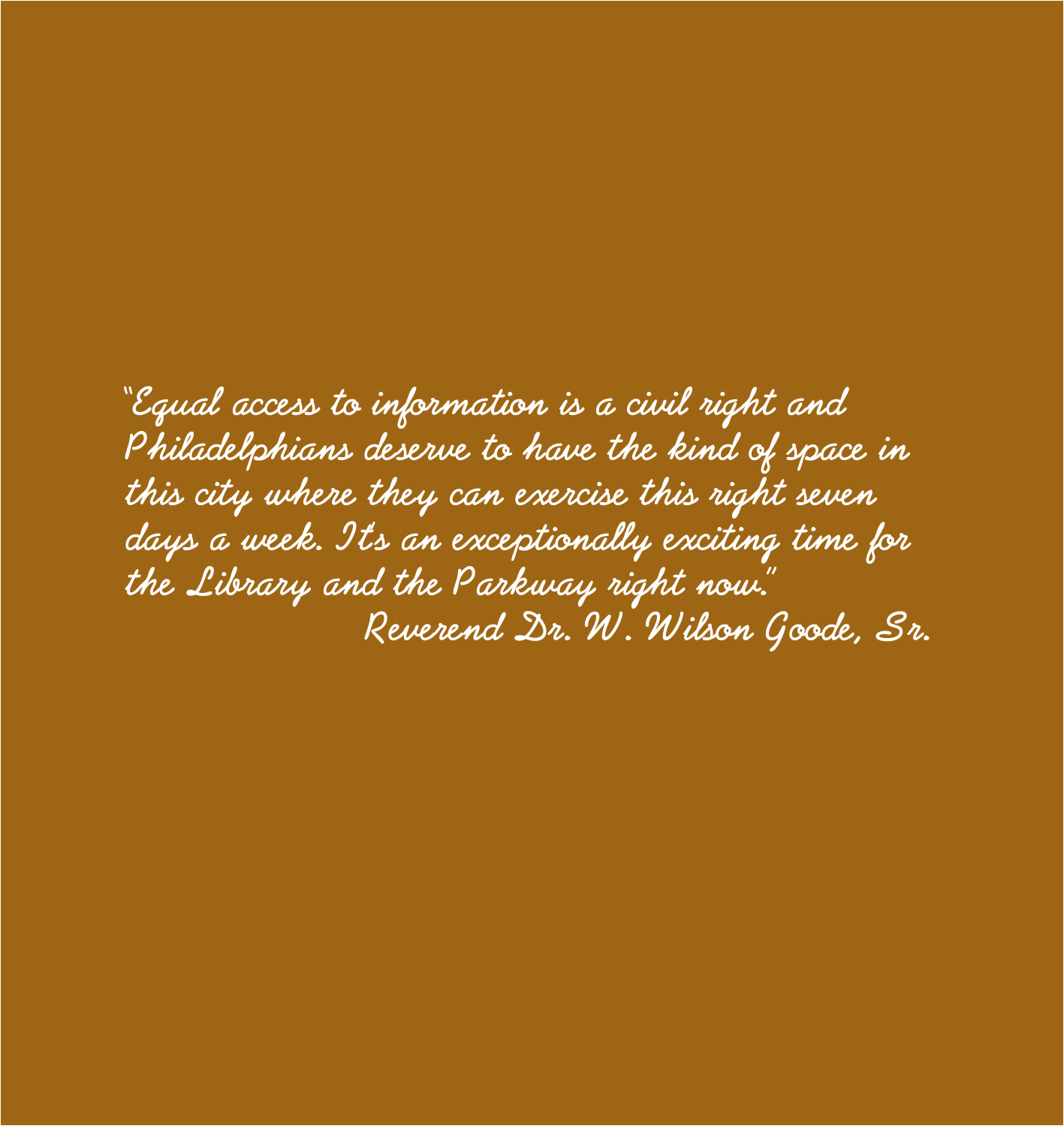*"Equal access to information is a civil right and Philadelphians deserve to have the kind of space in this city where they can exercise this right seven days a week. It's an exceptionally exciting time for the Library and the Parkway right now."*

*Reverend Dr. W. Wilson Goode, Sr.*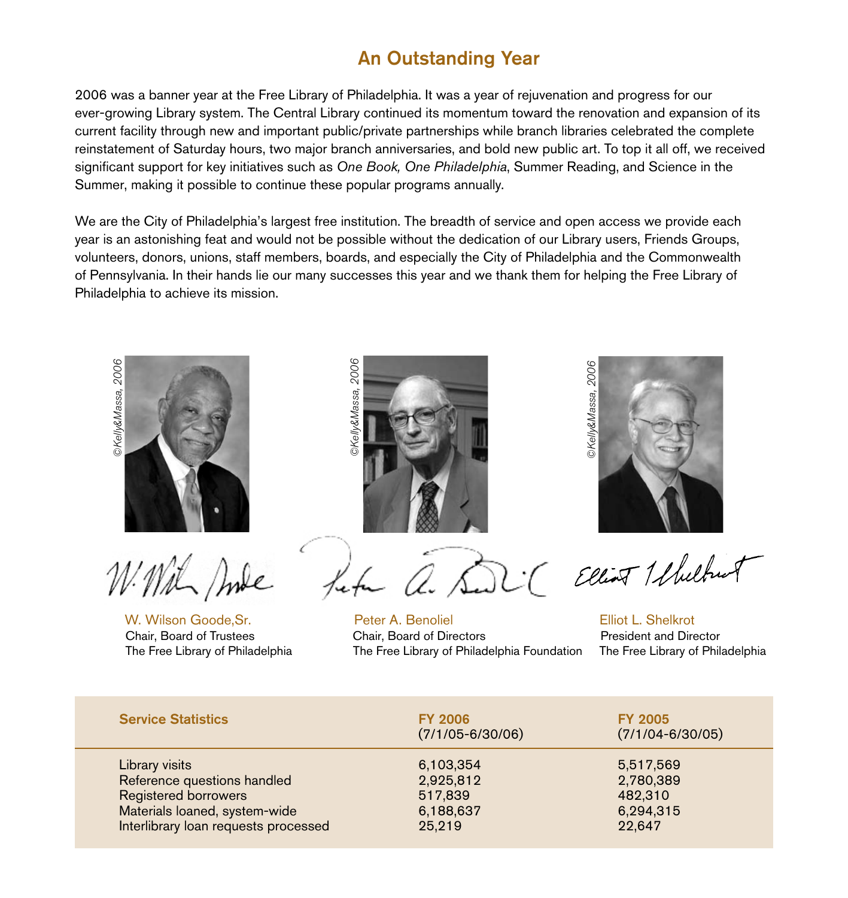## An Outstanding Year

2006 was a banner year at the Free Library of Philadelphia. It was a year of rejuvenation and progress for our ever-growing Library system. The Central Library continued its momentum toward the renovation and expansion of its current facility through new and important public/private partnerships while branch libraries celebrated the complete reinstatement of Saturday hours, two major branch anniversaries, and bold new public art. To top it all off, we received significant support for key initiatives such as *One Book, One Philadelphia*, Summer Reading, and Science in the Summer, making it possible to continue these popular programs annually.

We are the City of Philadelphia's largest free institution. The breadth of service and open access we provide each year is an astonishing feat and would not be possible without the dedication of our Library users, Friends Groups, volunteers, donors, unions, staff members, boards, and especially the City of Philadelphia and the Commonwealth of Pennsylvania. In their hands lie our many successes this year and we thank them for helping the Free Library of Philadelphia to achieve its mission.

©Kelly&Massa, 2006

W. Wilson Goode,Sr.
Chair, Board of Trustees
The Free Library of Philadelphia

©Kelly&Massa, 2006

Peter A. Benoliel
Chair, Board of Directors
The Free Library of Philadelphia Foundation

©Kelly&Massa, 2006

Elliot L. Shelkrot
President and Director
The Free Library of Philadelphia

| Service Statistics | FY 2006 (7/1/05-6/30/06) | FY 2005 (7/1/04-6/30/05) |
|---|---|---|
| Library visits | 6,103,354 | 5,517,569 |
| Reference questions handled | 2,925,812 | 2,780,389 |
| Registered borrowers | 517,839 | 482,310 |
| Materials loaned, system-wide | 6,188,637 | 6,294,315 |
| Interlibrary loan requests processed | 25,219 | 22,647 |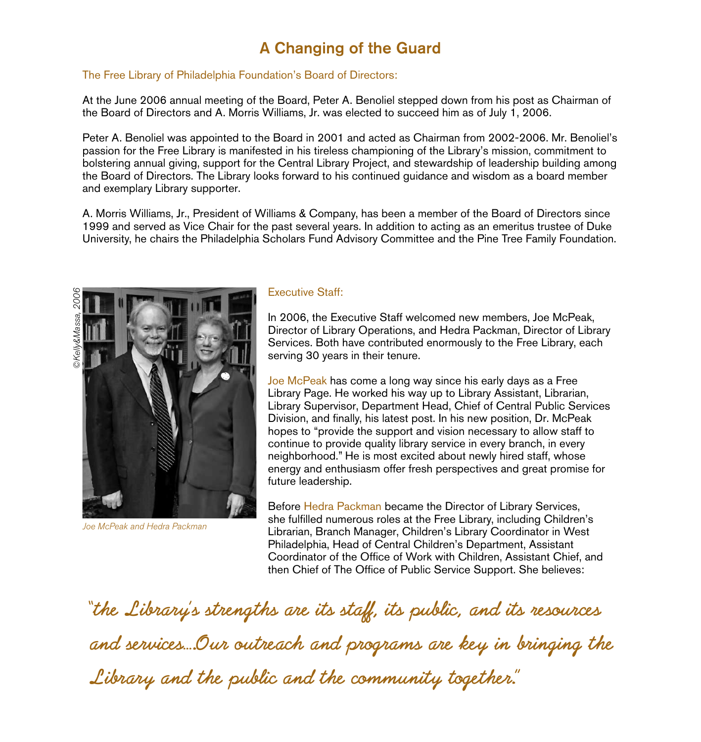# A Changing of the Guard

## The Free Library of Philadelphia Foundation's Board of Directors:

At the June 2006 annual meeting of the Board, Peter A. Benoliel stepped down from his post as Chairman of the Board of Directors and A. Morris Williams, Jr. was elected to succeed him as of July 1, 2006.

Peter A. Benoliel was appointed to the Board in 2001 and acted as Chairman from 2002-2006. Mr. Benoliel's passion for the Free Library is manifested in his tireless championing of the Library's mission, commitment to bolstering annual giving, support for the Central Library Project, and stewardship of leadership building among the Board of Directors. The Library looks forward to his continued guidance and wisdom as a board member and exemplary Library supporter.

A. Morris Williams, Jr., President of Williams & Company, has been a member of the Board of Directors since 1999 and served as Vice Chair for the past several years. In addition to acting as an emeritus trustee of Duke University, he chairs the Philadelphia Scholars Fund Advisory Committee and the Pine Tree Family Foundation.

©Kelly&Massa, 2006

*Joe McPeak and Hedra Packman*

## Executive Staff:

In 2006, the Executive Staff welcomed new members, Joe McPeak, Director of Library Operations, and Hedra Packman, Director of Library Services. Both have contributed enormously to the Free Library, each serving 30 years in their tenure.

Joe McPeak has come a long way since his early days as a Free Library Page. He worked his way up to Library Assistant, Librarian, Library Supervisor, Department Head, Chief of Central Public Services Division, and finally, his latest post. In his new position, Dr. McPeak hopes to "provide the support and vision necessary to allow staff to continue to provide quality library service in every branch, in every neighborhood." He is most excited about newly hired staff, whose energy and enthusiasm offer fresh perspectives and great promise for future leadership.

Before Hedra Packman became the Director of Library Services, she fulfilled numerous roles at the Free Library, including Children's Librarian, Branch Manager, Children's Library Coordinator in West Philadelphia, Head of Central Children's Department, Assistant Coordinator of the Office of Work with Children, Assistant Chief, and then Chief of The Office of Public Service Support. She believes:

*"the Library's strengths are its staff, its public, and its resources and services…Our outreach and programs are key in bringing the Library and the public and the community together."*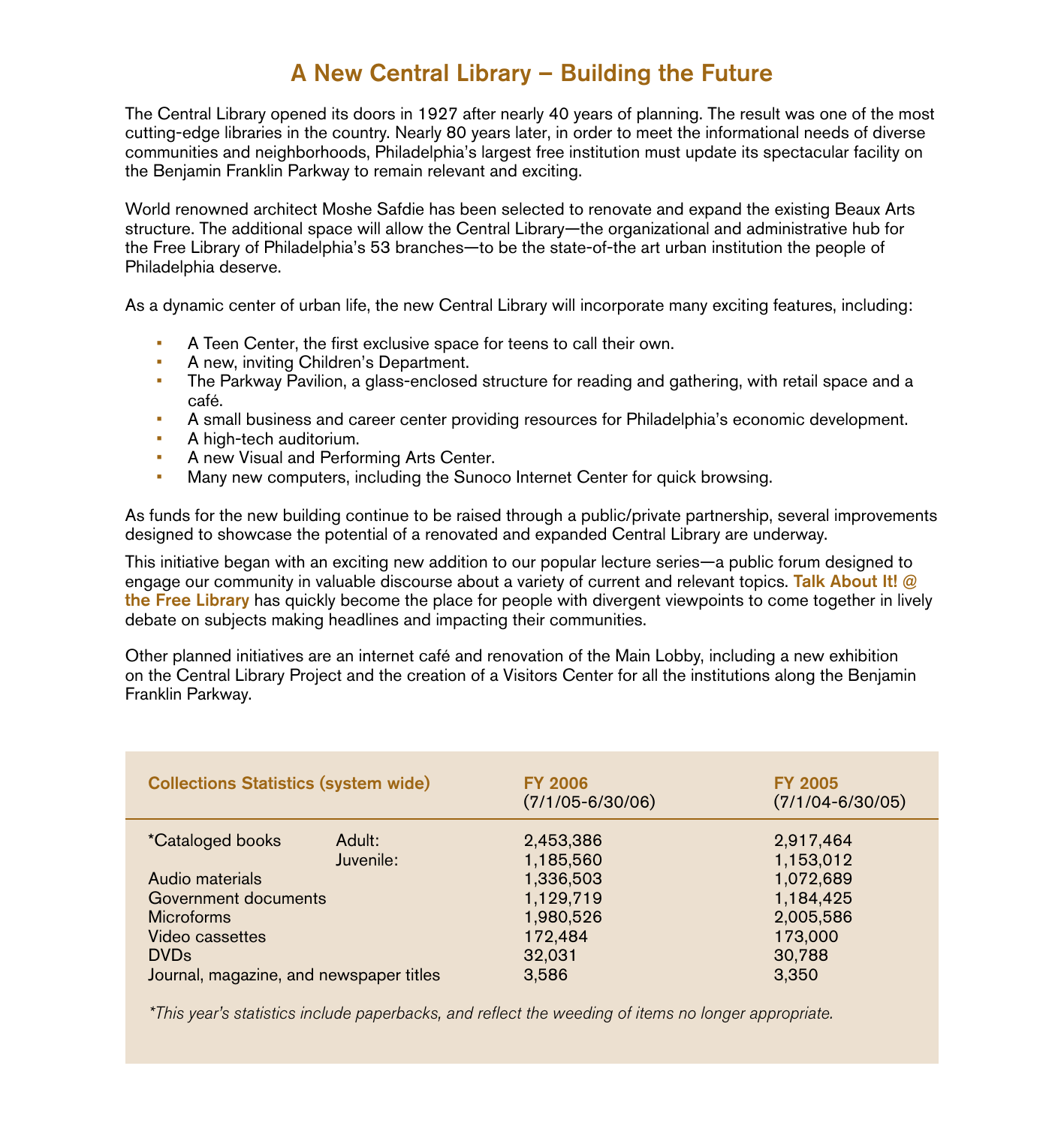# A New Central Library – Building the Future

The Central Library opened its doors in 1927 after nearly 40 years of planning. The result was one of the most cutting-edge libraries in the country. Nearly 80 years later, in order to meet the informational needs of diverse communities and neighborhoods, Philadelphia's largest free institution must update its spectacular facility on the Benjamin Franklin Parkway to remain relevant and exciting.

World renowned architect Moshe Safdie has been selected to renovate and expand the existing Beaux Arts structure. The additional space will allow the Central Library—the organizational and administrative hub for the Free Library of Philadelphia's 53 branches—to be the state-of-the art urban institution the people of Philadelphia deserve.

As a dynamic center of urban life, the new Central Library will incorporate many exciting features, including:

- A Teen Center, the first exclusive space for teens to call their own.
- A new, inviting Children's Department.
- The Parkway Pavilion, a glass-enclosed structure for reading and gathering, with retail space and a café.
- A small business and career center providing resources for Philadelphia's economic development.
- A high-tech auditorium.
- A new Visual and Performing Arts Center.
- Many new computers, including the Sunoco Internet Center for quick browsing.

As funds for the new building continue to be raised through a public/private partnership, several improvements designed to showcase the potential of a renovated and expanded Central Library are underway.

This initiative began with an exciting new addition to our popular lecture series—a public forum designed to engage our community in valuable discourse about a variety of current and relevant topics. **Talk About It! @ the Free Library** has quickly become the place for people with divergent viewpoints to come together in lively debate on subjects making headlines and impacting their communities.

Other planned initiatives are an internet café and renovation of the Main Lobby, including a new exhibition on the Central Library Project and the creation of a Visitors Center for all the institutions along the Benjamin Franklin Parkway.

| Collections Statistics (system wide) | | FY 2006 (7/1/05-6/30/06) | FY 2005 (7/1/04-6/30/05) |
|---|---|---|---|
| *Cataloged books | Adult: | 2,453,386 | 2,917,464 |
| | Juvenile: | 1,185,560 | 1,153,012 |
| Audio materials | | 1,336,503 | 1,072,689 |
| Government documents | | 1,129,719 | 1,184,425 |
| Microforms | | 1,980,526 | 2,005,586 |
| Video cassettes | | 172,484 | 173,000 |
| DVDs | | 32,031 | 30,788 |
| Journal, magazine, and newspaper titles | | 3,586 | 3,350 |

*This year's statistics include paperbacks, and reflect the weeding of items no longer appropriate.*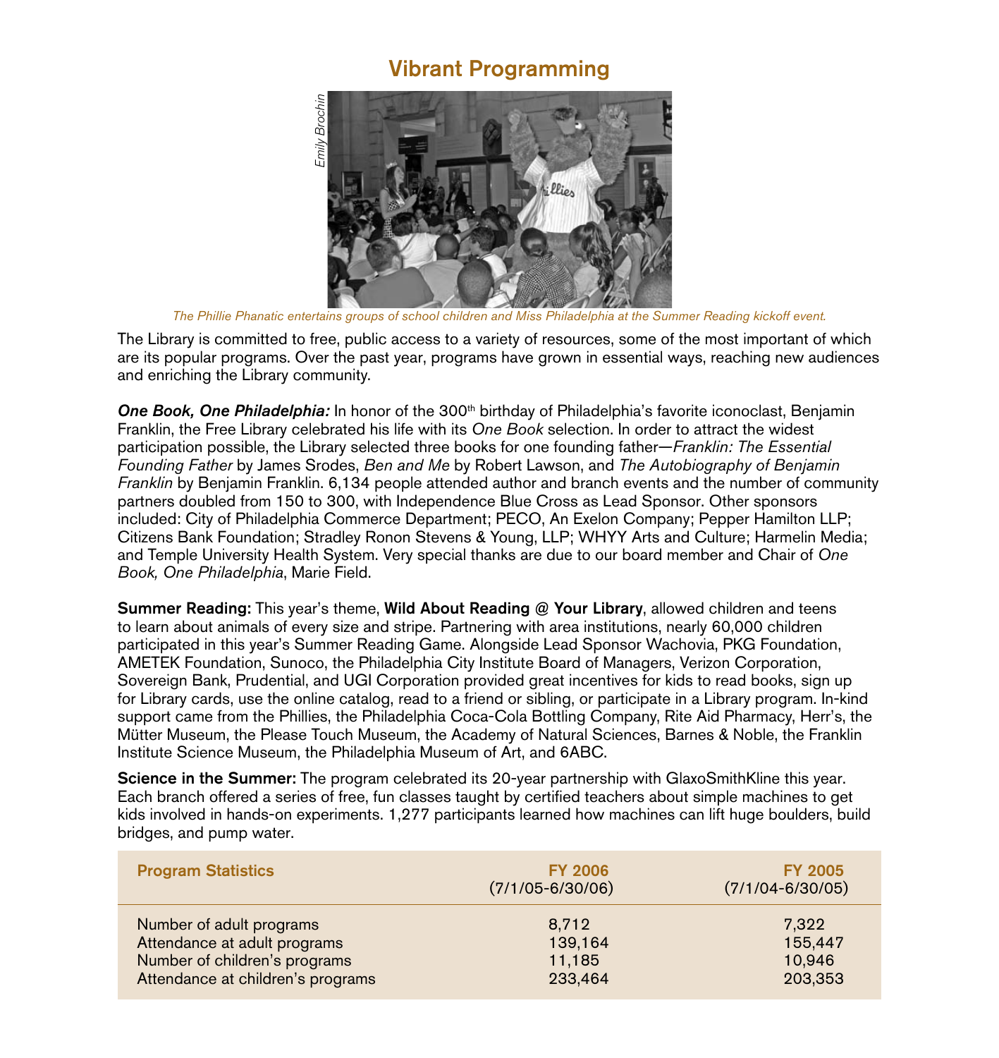## Vibrant Programming

*The Phillie Phanatic entertains groups of school children and Miss Philadelphia at the Summer Reading kickoff event.*

The Library is committed to free, public access to a variety of resources, some of the most important of which are its popular programs. Over the past year, programs have grown in essential ways, reaching new audiences and enriching the Library community.

***One Book, One Philadelphia:*** In honor of the 300th birthday of Philadelphia's favorite iconoclast, Benjamin Franklin, the Free Library celebrated his life with its *One Book* selection. In order to attract the widest participation possible, the Library selected three books for one founding father—*Franklin: The Essential Founding Father* by James Srodes, *Ben and Me* by Robert Lawson, and *The Autobiography of Benjamin Franklin* by Benjamin Franklin. 6,134 people attended author and branch events and the number of community partners doubled from 150 to 300, with Independence Blue Cross as Lead Sponsor. Other sponsors included: City of Philadelphia Commerce Department; PECO, An Exelon Company; Pepper Hamilton LLP; Citizens Bank Foundation; Stradley Ronon Stevens & Young, LLP; WHYY Arts and Culture; Harmelin Media; and Temple University Health System. Very special thanks are due to our board member and Chair of *One Book, One Philadelphia*, Marie Field.

**Summer Reading:** This year's theme, **Wild About Reading @ Your Library**, allowed children and teens to learn about animals of every size and stripe. Partnering with area institutions, nearly 60,000 children participated in this year's Summer Reading Game. Alongside Lead Sponsor Wachovia, PKG Foundation, AMETEK Foundation, Sunoco, the Philadelphia City Institute Board of Managers, Verizon Corporation, Sovereign Bank, Prudential, and UGI Corporation provided great incentives for kids to read books, sign up for Library cards, use the online catalog, read to a friend or sibling, or participate in a Library program. In-kind support came from the Phillies, the Philadelphia Coca-Cola Bottling Company, Rite Aid Pharmacy, Herr's, the Mütter Museum, the Please Touch Museum, the Academy of Natural Sciences, Barnes & Noble, the Franklin Institute Science Museum, the Philadelphia Museum of Art, and 6ABC.

**Science in the Summer:** The program celebrated its 20-year partnership with GlaxoSmithKline this year. Each branch offered a series of free, fun classes taught by certified teachers about simple machines to get kids involved in hands-on experiments. 1,277 participants learned how machines can lift huge boulders, build bridges, and pump water.

| Program Statistics | FY 2006 (7/1/05-6/30/06) | FY 2005 (7/1/04-6/30/05) |
|---|---|---|
| Number of adult programs | 8,712 | 7,322 |
| Attendance at adult programs | 139,164 | 155,447 |
| Number of children's programs | 11,185 | 10,946 |
| Attendance at children's programs | 233,464 | 203,353 |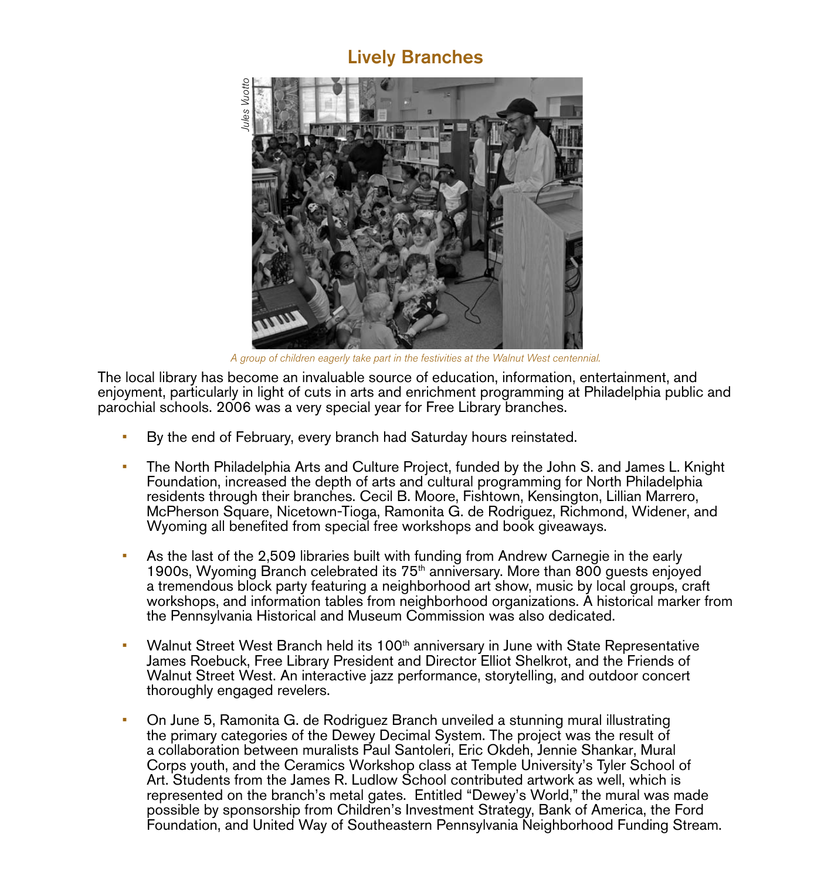## Lively Branches

Jules Vuotto

A group of children eagerly take part in the festivities at the Walnut West centennial.

The local library has become an invaluable source of education, information, entertainment, and enjoyment, particularly in light of cuts in arts and enrichment programming at Philadelphia public and parochial schools. 2006 was a very special year for Free Library branches.

- By the end of February, every branch had Saturday hours reinstated.
- The North Philadelphia Arts and Culture Project, funded by the John S. and James L. Knight Foundation, increased the depth of arts and cultural programming for North Philadelphia residents through their branches. Cecil B. Moore, Fishtown, Kensington, Lillian Marrero, McPherson Square, Nicetown-Tioga, Ramonita G. de Rodriguez, Richmond, Widener, and Wyoming all benefited from special free workshops and book giveaways.
- As the last of the 2,509 libraries built with funding from Andrew Carnegie in the early 1900s, Wyoming Branch celebrated its 75th anniversary. More than 800 guests enjoyed a tremendous block party featuring a neighborhood art show, music by local groups, craft workshops, and information tables from neighborhood organizations. A historical marker from the Pennsylvania Historical and Museum Commission was also dedicated.
- Walnut Street West Branch held its 100th anniversary in June with State Representative James Roebuck, Free Library President and Director Elliot Shelkrot, and the Friends of Walnut Street West. An interactive jazz performance, storytelling, and outdoor concert thoroughly engaged revelers.
- On June 5, Ramonita G. de Rodriguez Branch unveiled a stunning mural illustrating the primary categories of the Dewey Decimal System. The project was the result of a collaboration between muralists Paul Santoleri, Eric Okdeh, Jennie Shankar, Mural Corps youth, and the Ceramics Workshop class at Temple University's Tyler School of Art. Students from the James R. Ludlow School contributed artwork as well, which is represented on the branch's metal gates. Entitled "Dewey's World," the mural was made possible by sponsorship from Children's Investment Strategy, Bank of America, the Ford Foundation, and United Way of Southeastern Pennsylvania Neighborhood Funding Stream.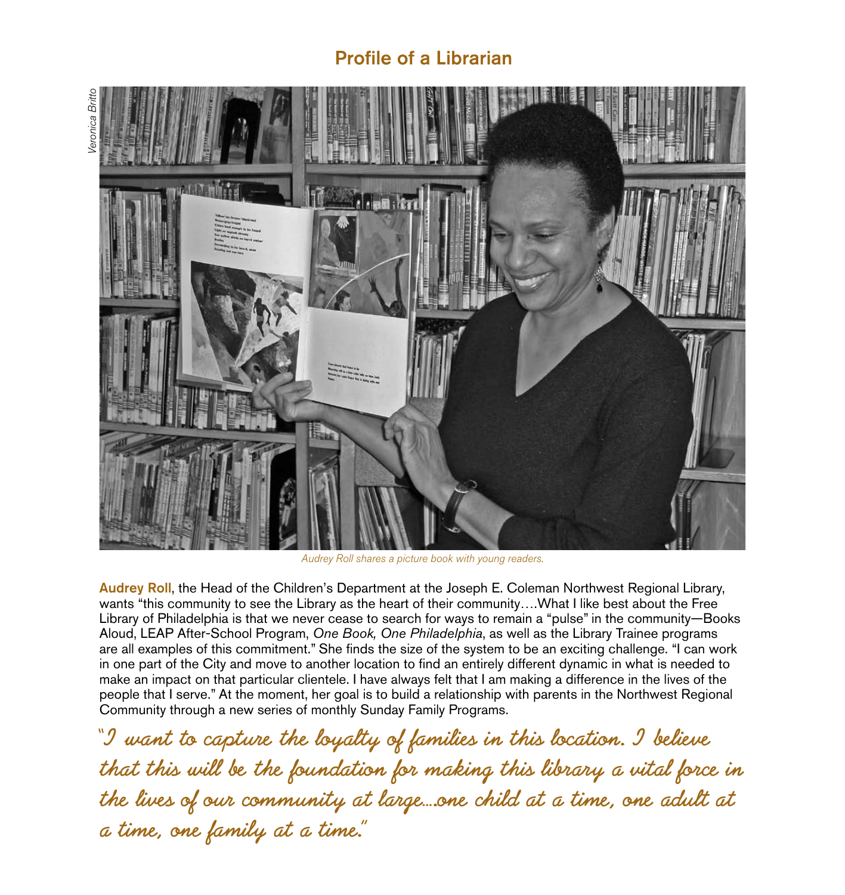## Profile of a Librarian

*Veronica Britto*

*Audrey Roll shares a picture book with young readers.*

**Audrey Roll**, the Head of the Children's Department at the Joseph E. Coleman Northwest Regional Library, wants "this community to see the Library as the heart of their community….What I like best about the Free Library of Philadelphia is that we never cease to search for ways to remain a "pulse" in the community—Books Aloud, LEAP After-School Program, *One Book, One Philadelphia*, as well as the Library Trainee programs are all examples of this commitment." She finds the size of the system to be an exciting challenge. "I can work in one part of the City and move to another location to find an entirely different dynamic in what is needed to make an impact on that particular clientele. I have always felt that I am making a difference in the lives of the people that I serve." At the moment, her goal is to build a relationship with parents in the Northwest Regional Community through a new series of monthly Sunday Family Programs.

*"I want to capture the loyalty of families in this location. I believe that this will be the foundation for making this library a vital force in the lives of our community at large….one child at a time, one adult at a time, one family at a time."*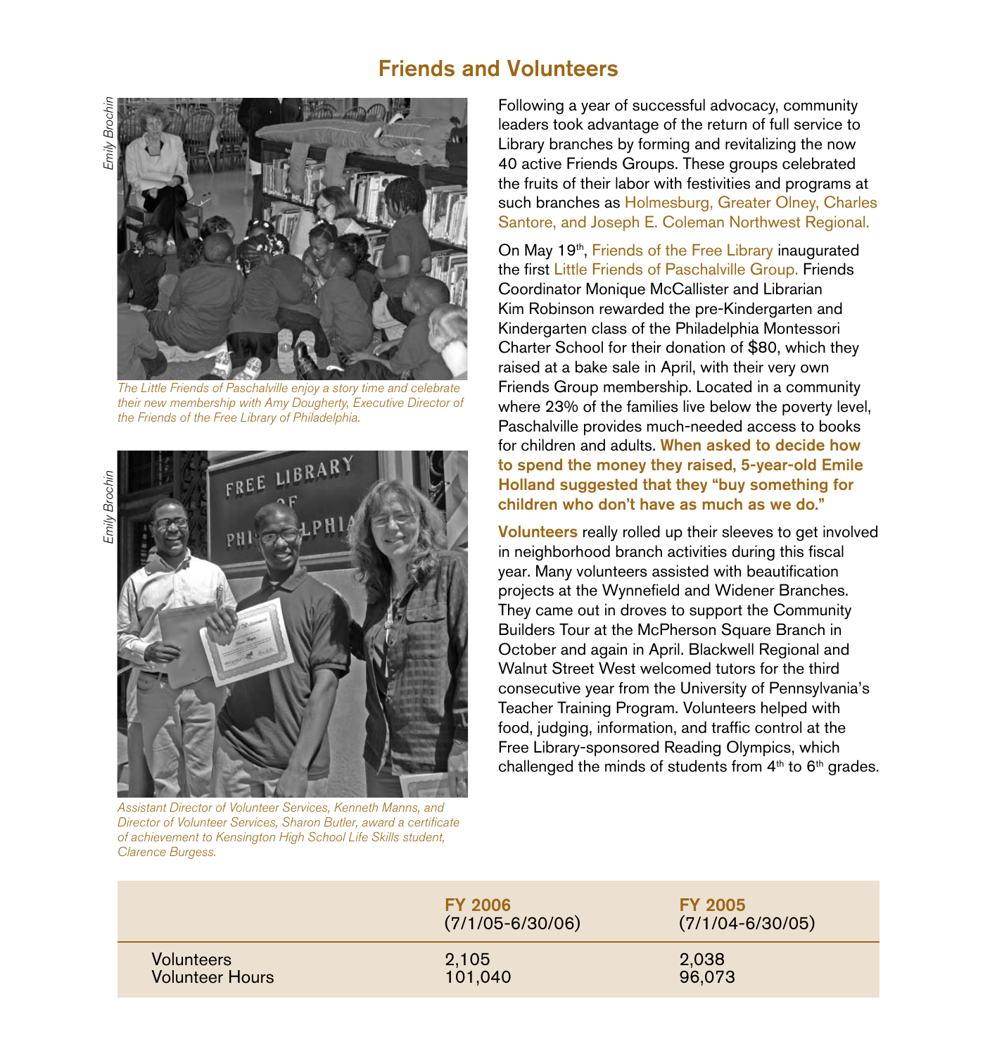## Friends and Volunteers

*The Little Friends of Paschalville enjoy a story time and celebrate their new membership with Amy Dougherty, Executive Director of the Friends of the Free Library of Philadelphia.*

*Assistant Director of Volunteer Services, Kenneth Manns, and Director of Volunteer Services, Sharon Butler, award a certificate of achievement to Kensington High School Life Skills student, Clarence Burgess.*

Following a year of successful advocacy, community leaders took advantage of the return of full service to Library branches by forming and revitalizing the now 40 active Friends Groups. These groups celebrated the fruits of their labor with festivities and programs at such branches as Holmesburg, Greater Olney, Charles Santore, and Joseph E. Coleman Northwest Regional.

On May 19th, Friends of the Free Library inaugurated the first Little Friends of Paschalville Group. Friends Coordinator Monique McCallister and Librarian Kim Robinson rewarded the pre-Kindergarten and Kindergarten class of the Philadelphia Montessori Charter School for their donation of $80, which they raised at a bake sale in April, with their very own Friends Group membership. Located in a community where 23% of the families live below the poverty level, Paschalville provides much-needed access to books for children and adults. **When asked to decide how to spend the money they raised, 5-year-old Emile Holland suggested that they "buy something for children who don't have as much as we do."**

**Volunteers** really rolled up their sleeves to get involved in neighborhood branch activities during this fiscal year. Many volunteers assisted with beautification projects at the Wynnefield and Widener Branches. They came out in droves to support the Community Builders Tour at the McPherson Square Branch in October and again in April. Blackwell Regional and Walnut Street West welcomed tutors for the third consecutive year from the University of Pennsylvania's Teacher Training Program. Volunteers helped with food, judging, information, and traffic control at the Free Library-sponsored Reading Olympics, which challenged the minds of students from 4th to 6th grades.

| | **FY 2006** (7/1/05-6/30/06) | **FY 2005** (7/1/04-6/30/05) |
|---|---|---|
| Volunteers | 2,105 | 2,038 |
| Volunteer Hours | 101,040 | 96,073 |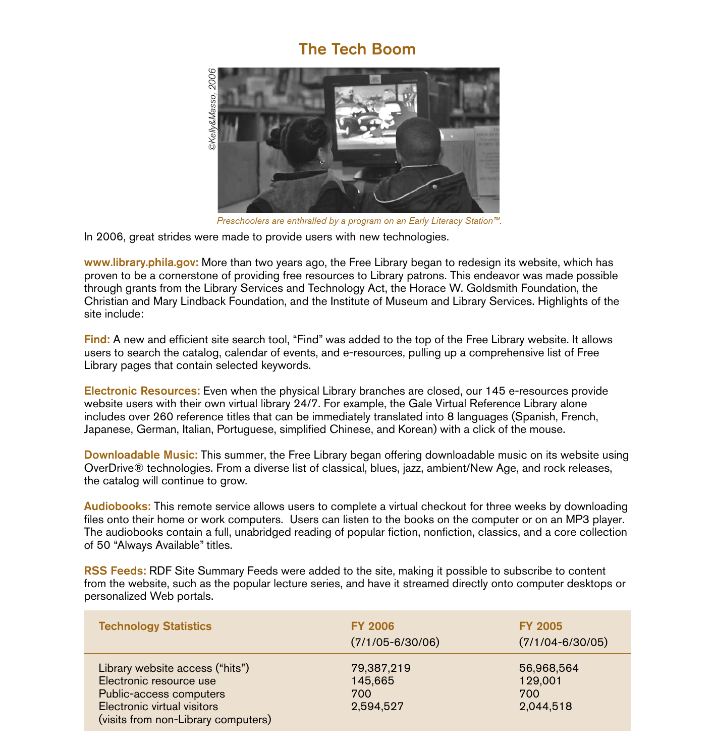# The Tech Boom

©Kelly&Masso, 2006

*Preschoolers are enthralled by a program on an Early Literacy Station™.*

In 2006, great strides were made to provide users with new technologies.

**www.library.phila.gov:** More than two years ago, the Free Library began to redesign its website, which has proven to be a cornerstone of providing free resources to Library patrons. This endeavor was made possible through grants from the Library Services and Technology Act, the Horace W. Goldsmith Foundation, the Christian and Mary Lindback Foundation, and the Institute of Museum and Library Services. Highlights of the site include:

**Find:** A new and efficient site search tool, "Find" was added to the top of the Free Library website. It allows users to search the catalog, calendar of events, and e-resources, pulling up a comprehensive list of Free Library pages that contain selected keywords.

**Electronic Resources:** Even when the physical Library branches are closed, our 145 e-resources provide website users with their own virtual library 24/7. For example, the Gale Virtual Reference Library alone includes over 260 reference titles that can be immediately translated into 8 languages (Spanish, French, Japanese, German, Italian, Portuguese, simplified Chinese, and Korean) with a click of the mouse.

**Downloadable Music:** This summer, the Free Library began offering downloadable music on its website using OverDrive® technologies. From a diverse list of classical, blues, jazz, ambient/New Age, and rock releases, the catalog will continue to grow.

**Audiobooks:** This remote service allows users to complete a virtual checkout for three weeks by downloading files onto their home or work computers. Users can listen to the books on the computer or on an MP3 player. The audiobooks contain a full, unabridged reading of popular fiction, nonfiction, classics, and a core collection of 50 "Always Available" titles.

**RSS Feeds:** RDF Site Summary Feeds were added to the site, making it possible to subscribe to content from the website, such as the popular lecture series, and have it streamed directly onto computer desktops or personalized Web portals.

| Technology Statistics | FY 2006 (7/1/05-6/30/06) | FY 2005 (7/1/04-6/30/05) |
|---|---|---|
| Library website access ("hits") | 79,387,219 | 56,968,564 |
| Electronic resource use | 145,665 | 129,001 |
| Public-access computers | 700 | 700 |
| Electronic virtual visitors (visits from non-Library computers) | 2,594,527 | 2,044,518 |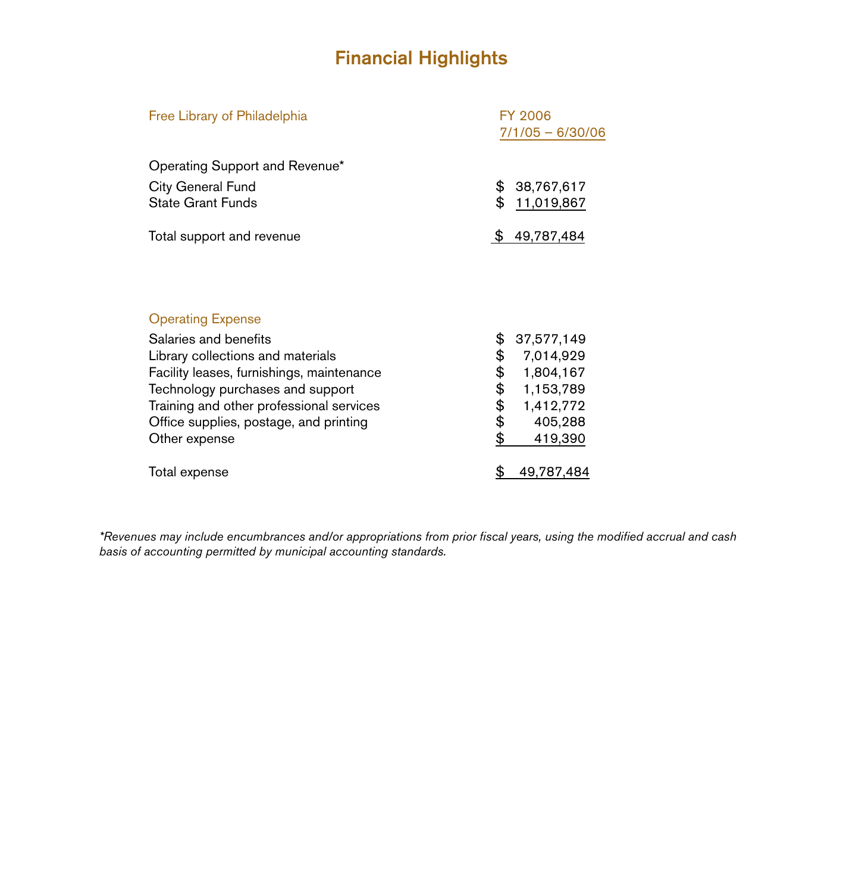# Financial Highlights

| Free Library of Philadelphia | FY 2006 7/1/05 – 6/30/06 |
| --- | --- |
| **Operating Support and Revenue*** | |
| City General Fund | $ 38,767,617 |
| State Grant Funds | $ 11,019,867 |
| Total support and revenue | $ 49,787,484 |

| Operating Expense | |
| --- | --- |
| Salaries and benefits | $ 37,577,149 |
| Library collections and materials | $ 7,014,929 |
| Facility leases, furnishings, maintenance | $ 1,804,167 |
| Technology purchases and support | $ 1,153,789 |
| Training and other professional services | $ 1,412,772 |
| Office supplies, postage, and printing | $ 405,288 |
| Other expense | $ 419,390 |
| Total expense | $ 49,787,484 |

*\*Revenues may include encumbrances and/or appropriations from prior fiscal years, using the modified accrual and cash basis of accounting permitted by municipal accounting standards.*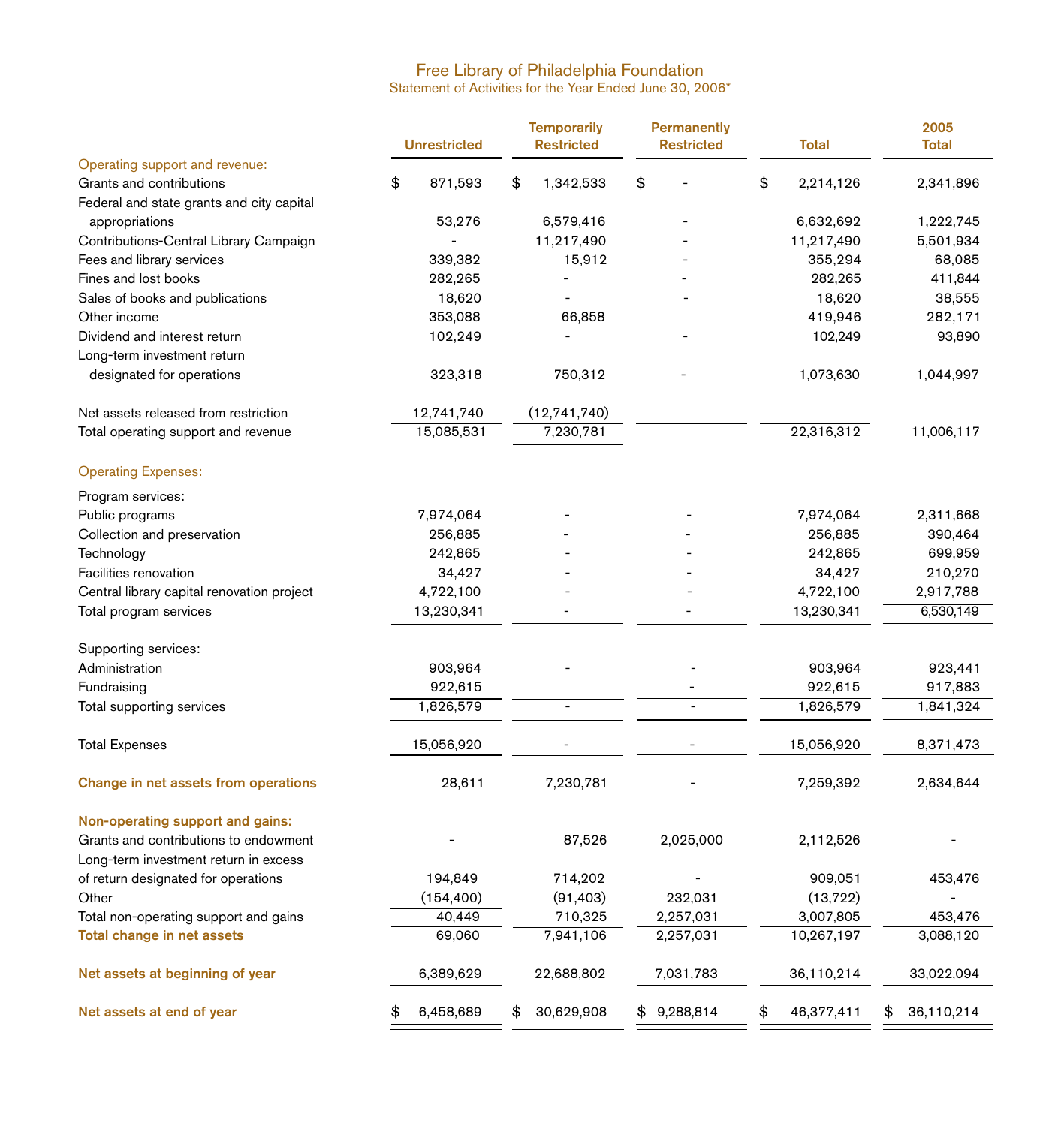# Free Library of Philadelphia Foundation

Statement of Activities for the Year Ended June 30, 2006*

| | Unrestricted | Temporarily Restricted | Permanently Restricted | Total | 2005 Total |
|---|---|---|---|---|---|
| **Operating support and revenue:** | | | | | |
| Grants and contributions | $ 871,593 | $ 1,342,533 | $ - | $ 2,214,126 | 2,341,896 |
| Federal and state grants and city capital appropriations | 53,276 | 6,579,416 | - | 6,632,692 | 1,222,745 |
| Contributions-Central Library Campaign | - | 11,217,490 | - | 11,217,490 | 5,501,934 |
| Fees and library services | 339,382 | 15,912 | - | 355,294 | 68,085 |
| Fines and lost books | 282,265 | - | - | 282,265 | 411,844 |
| Sales of books and publications | 18,620 | - | - | 18,620 | 38,555 |
| Other income | 353,088 | 66,858 | | 419,946 | 282,171 |
| Dividend and interest return | 102,249 | - | - | 102,249 | 93,890 |
| Long-term investment return designated for operations | 323,318 | 750,312 | - | 1,073,630 | 1,044,997 |
| Net assets released from restriction | 12,741,740 | (12,741,740) | | | |
| Total operating support and revenue | 15,085,531 | 7,230,781 | | 22,316,312 | 11,006,117 |
| **Operating Expenses:** | | | | | |
| Program services: | | | | | |
| Public programs | 7,974,064 | - | - | 7,974,064 | 2,311,668 |
| Collection and preservation | 256,885 | - | - | 256,885 | 390,464 |
| Technology | 242,865 | - | - | 242,865 | 699,959 |
| Facilities renovation | 34,427 | - | - | 34,427 | 210,270 |
| Central library capital renovation project | 4,722,100 | - | - | 4,722,100 | 2,917,788 |
| Total program services | 13,230,341 | - | - | 13,230,341 | 6,530,149 |
| Supporting services: | | | | | |
| Administration | 903,964 | - | - | 903,964 | 923,441 |
| Fundraising | 922,615 | | - | 922,615 | 917,883 |
| Total supporting services | 1,826,579 | - | - | 1,826,579 | 1,841,324 |
| Total Expenses | 15,056,920 | - | - | 15,056,920 | 8,371,473 |
| **Change in net assets from operations** | 28,611 | 7,230,781 | - | 7,259,392 | 2,634,644 |
| **Non-operating support and gains:** | | | | | |
| Grants and contributions to endowment | - | 87,526 | 2,025,000 | 2,112,526 | - |
| Long-term investment return in excess of return designated for operations | 194,849 | 714,202 | - | 909,051 | 453,476 |
| Other | (154,400) | (91,403) | 232,031 | (13,722) | - |
| Total non-operating support and gains | 40,449 | 710,325 | 2,257,031 | 3,007,805 | 453,476 |
| **Total change in net assets** | 69,060 | 7,941,106 | 2,257,031 | 10,267,197 | 3,088,120 |
| **Net assets at beginning of year** | 6,389,629 | 22,688,802 | 7,031,783 | 36,110,214 | 33,022,094 |
| **Net assets at end of year** | $ 6,458,689 | $ 30,629,908 | $ 9,288,814 | $ 46,377,411 | $ 36,110,214 |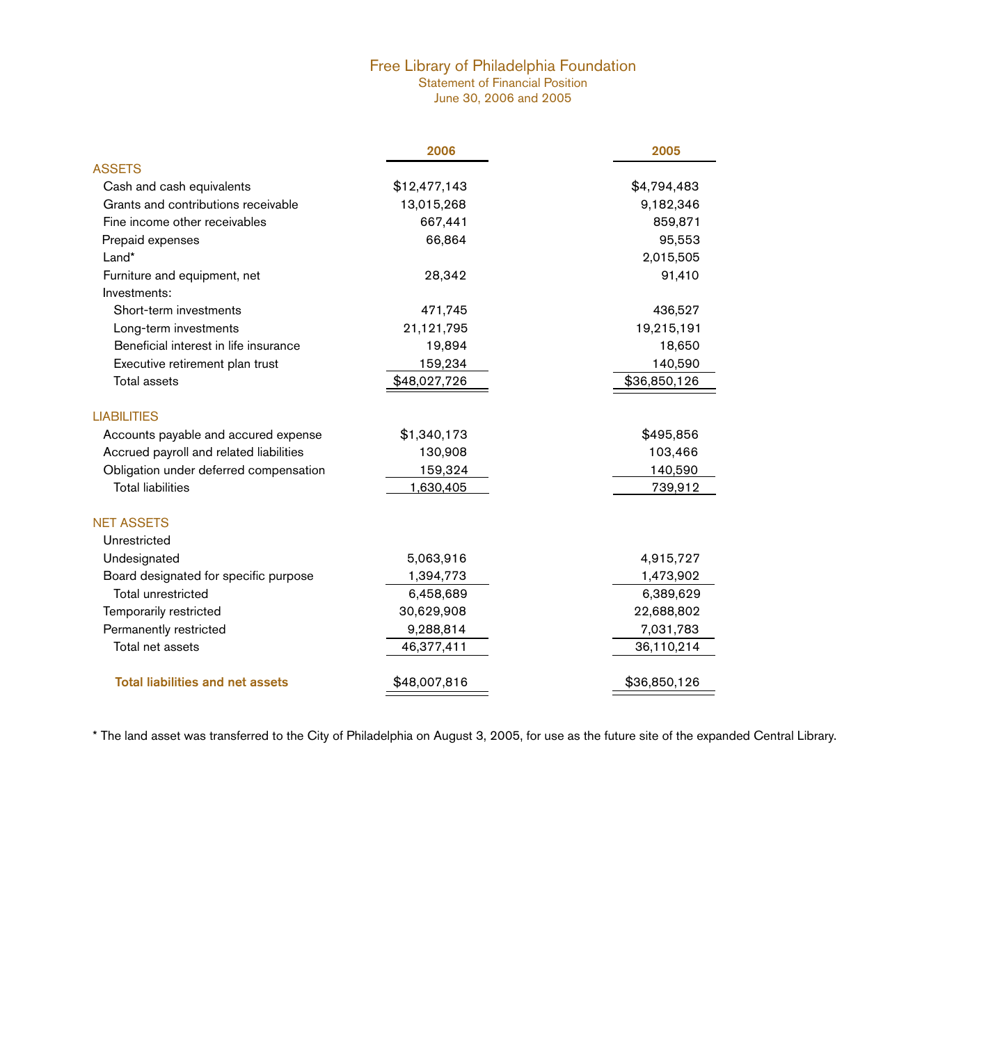# Free Library of Philadelphia Foundation

## Statement of Financial Position

### June 30, 2006 and 2005

| | 2006 | 2005 |
|---|---|---|
| **ASSETS** | | |
| Cash and cash equivalents | $12,477,143 | $4,794,483 |
| Grants and contributions receivable | 13,015,268 | 9,182,346 |
| Fine income other receivables | 667,441 | 859,871 |
| Prepaid expenses | 66,864 | 95,553 |
| Land* | | 2,015,505 |
| Furniture and equipment, net | 28,342 | 91,410 |
| Investments: | | |
| Short-term investments | 471,745 | 436,527 |
| Long-term investments | 21,121,795 | 19,215,191 |
| Beneficial interest in life insurance | 19,894 | 18,650 |
| Executive retirement plan trust | 159,234 | 140,590 |
| Total assets | $48,027,726 | $36,850,126 |
| **LIABILITIES** | | |
| Accounts payable and accured expense | $1,340,173 | $495,856 |
| Accrued payroll and related liabilities | 130,908 | 103,466 |
| Obligation under deferred compensation | 159,324 | 140,590 |
| Total liabilities | 1,630,405 | 739,912 |
| **NET ASSETS** | | |
| Unrestricted | | |
| Undesignated | 5,063,916 | 4,915,727 |
| Board designated for specific purpose | 1,394,773 | 1,473,902 |
| Total unrestricted | 6,458,689 | 6,389,629 |
| Temporarily restricted | 30,629,908 | 22,688,802 |
| Permanently restricted | 9,288,814 | 7,031,783 |
| Total net assets | 46,377,411 | 36,110,214 |
| **Total liabilities and net assets** | $48,007,816 | $36,850,126 |

* The land asset was transferred to the City of Philadelphia on August 3, 2005, for use as the future site of the expanded Central Library.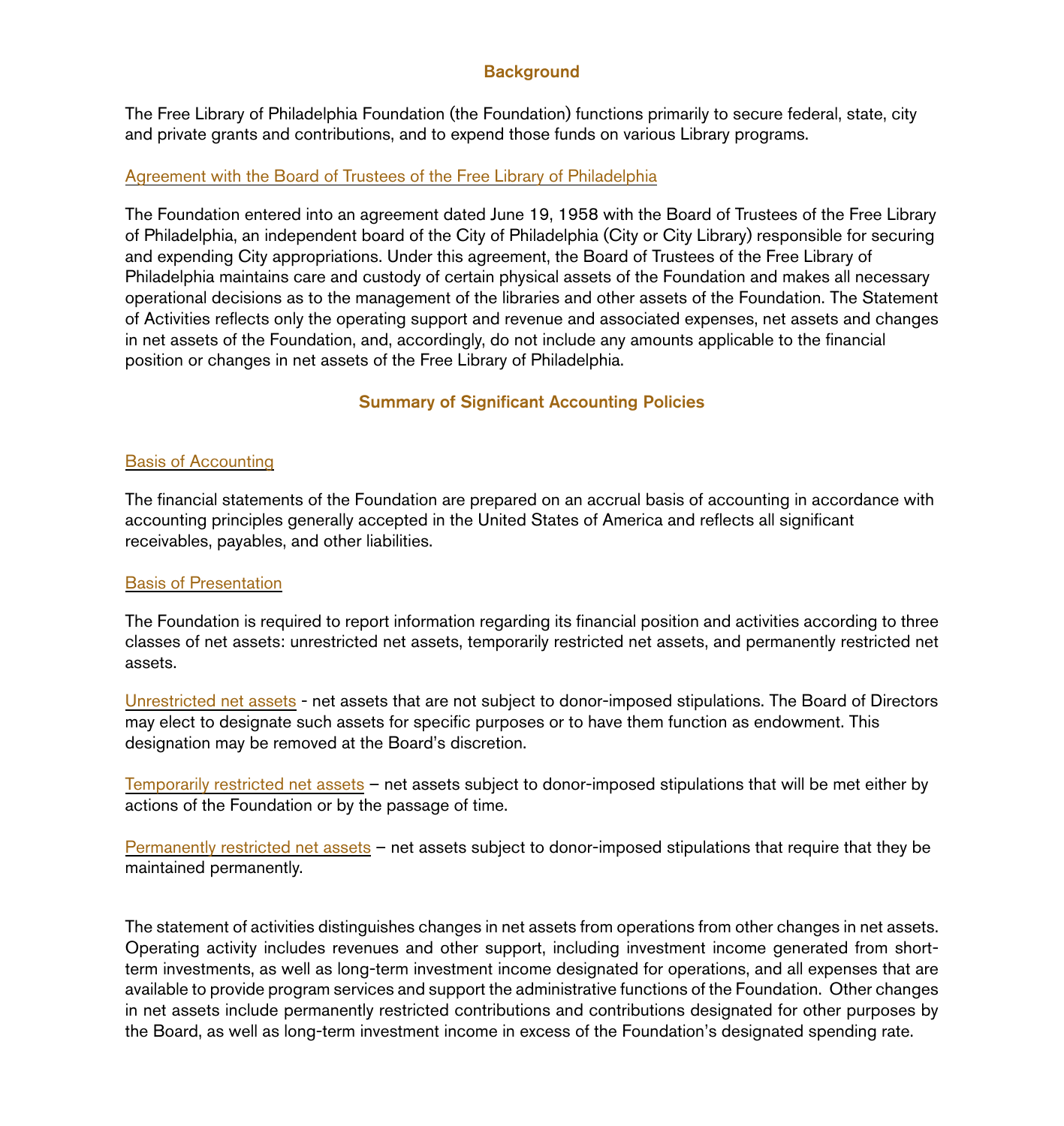## Background

The Free Library of Philadelphia Foundation (the Foundation) functions primarily to secure federal, state, city and private grants and contributions, and to expend those funds on various Library programs.

### Agreement with the Board of Trustees of the Free Library of Philadelphia

The Foundation entered into an agreement dated June 19, 1958 with the Board of Trustees of the Free Library of Philadelphia, an independent board of the City of Philadelphia (City or City Library) responsible for securing and expending City appropriations. Under this agreement, the Board of Trustees of the Free Library of Philadelphia maintains care and custody of certain physical assets of the Foundation and makes all necessary operational decisions as to the management of the libraries and other assets of the Foundation. The Statement of Activities reflects only the operating support and revenue and associated expenses, net assets and changes in net assets of the Foundation, and, accordingly, do not include any amounts applicable to the financial position or changes in net assets of the Free Library of Philadelphia.

## Summary of Significant Accounting Policies

### Basis of Accounting

The financial statements of the Foundation are prepared on an accrual basis of accounting in accordance with accounting principles generally accepted in the United States of America and reflects all significant receivables, payables, and other liabilities.

### Basis of Presentation

The Foundation is required to report information regarding its financial position and activities according to three classes of net assets: unrestricted net assets, temporarily restricted net assets, and permanently restricted net assets.

Unrestricted net assets - net assets that are not subject to donor-imposed stipulations. The Board of Directors may elect to designate such assets for specific purposes or to have them function as endowment. This designation may be removed at the Board's discretion.

Temporarily restricted net assets – net assets subject to donor-imposed stipulations that will be met either by actions of the Foundation or by the passage of time.

Permanently restricted net assets – net assets subject to donor-imposed stipulations that require that they be maintained permanently.

The statement of activities distinguishes changes in net assets from operations from other changes in net assets. Operating activity includes revenues and other support, including investment income generated from short-term investments, as well as long-term investment income designated for operations, and all expenses that are available to provide program services and support the administrative functions of the Foundation. Other changes in net assets include permanently restricted contributions and contributions designated for other purposes by the Board, as well as long-term investment income in excess of the Foundation's designated spending rate.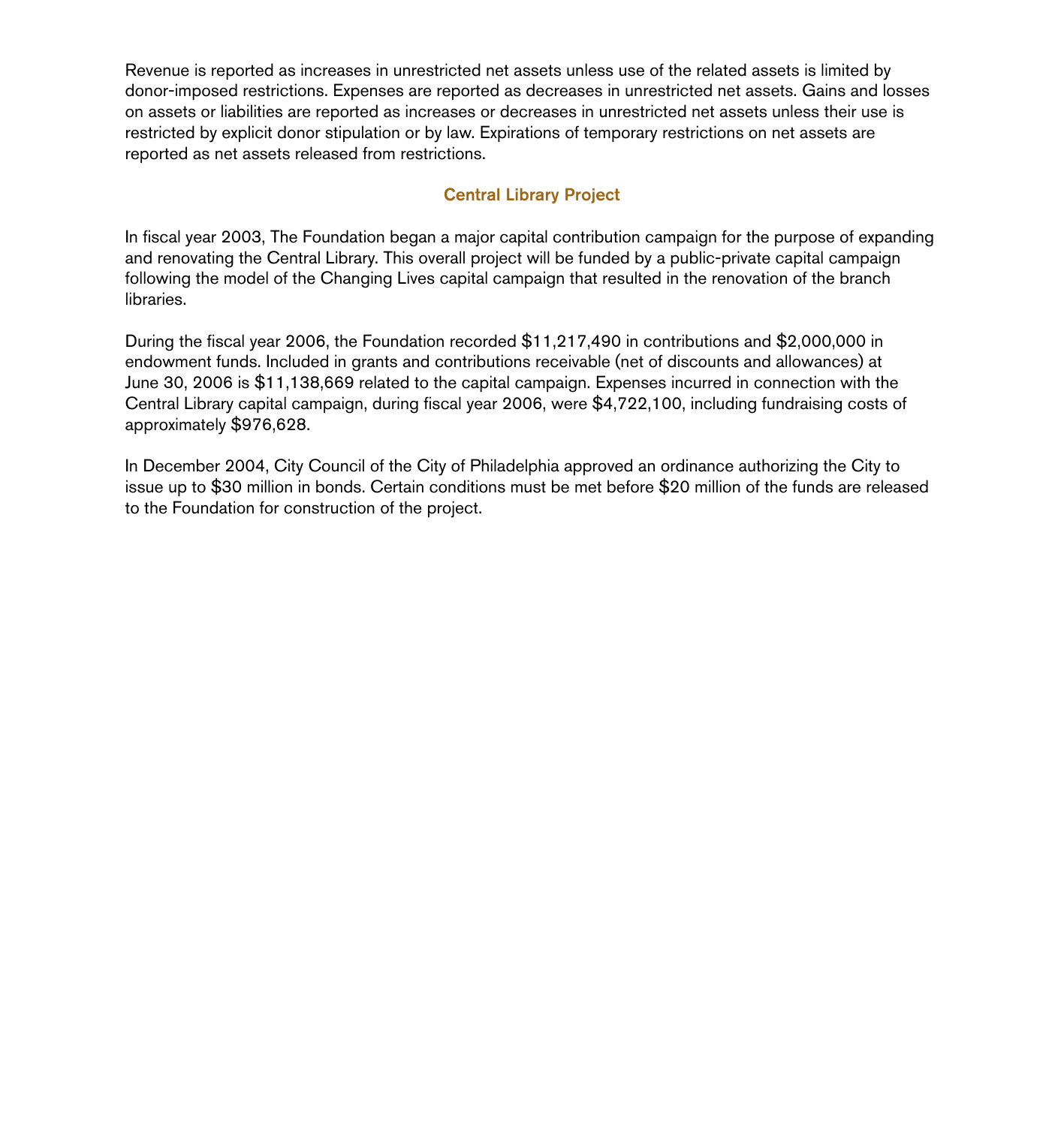Revenue is reported as increases in unrestricted net assets unless use of the related assets is limited by donor-imposed restrictions. Expenses are reported as decreases in unrestricted net assets. Gains and losses on assets or liabilities are reported as increases or decreases in unrestricted net assets unless their use is restricted by explicit donor stipulation or by law. Expirations of temporary restrictions on net assets are reported as net assets released from restrictions.

## Central Library Project

In fiscal year 2003, The Foundation began a major capital contribution campaign for the purpose of expanding and renovating the Central Library. This overall project will be funded by a public-private capital campaign following the model of the Changing Lives capital campaign that resulted in the renovation of the branch libraries.

During the fiscal year 2006, the Foundation recorded $11,217,490 in contributions and $2,000,000 in endowment funds. Included in grants and contributions receivable (net of discounts and allowances) at June 30, 2006 is $11,138,669 related to the capital campaign. Expenses incurred in connection with the Central Library capital campaign, during fiscal year 2006, were $4,722,100, including fundraising costs of approximately $976,628.

In December 2004, City Council of the City of Philadelphia approved an ordinance authorizing the City to issue up to $30 million in bonds. Certain conditions must be met before $20 million of the funds are released to the Foundation for construction of the project.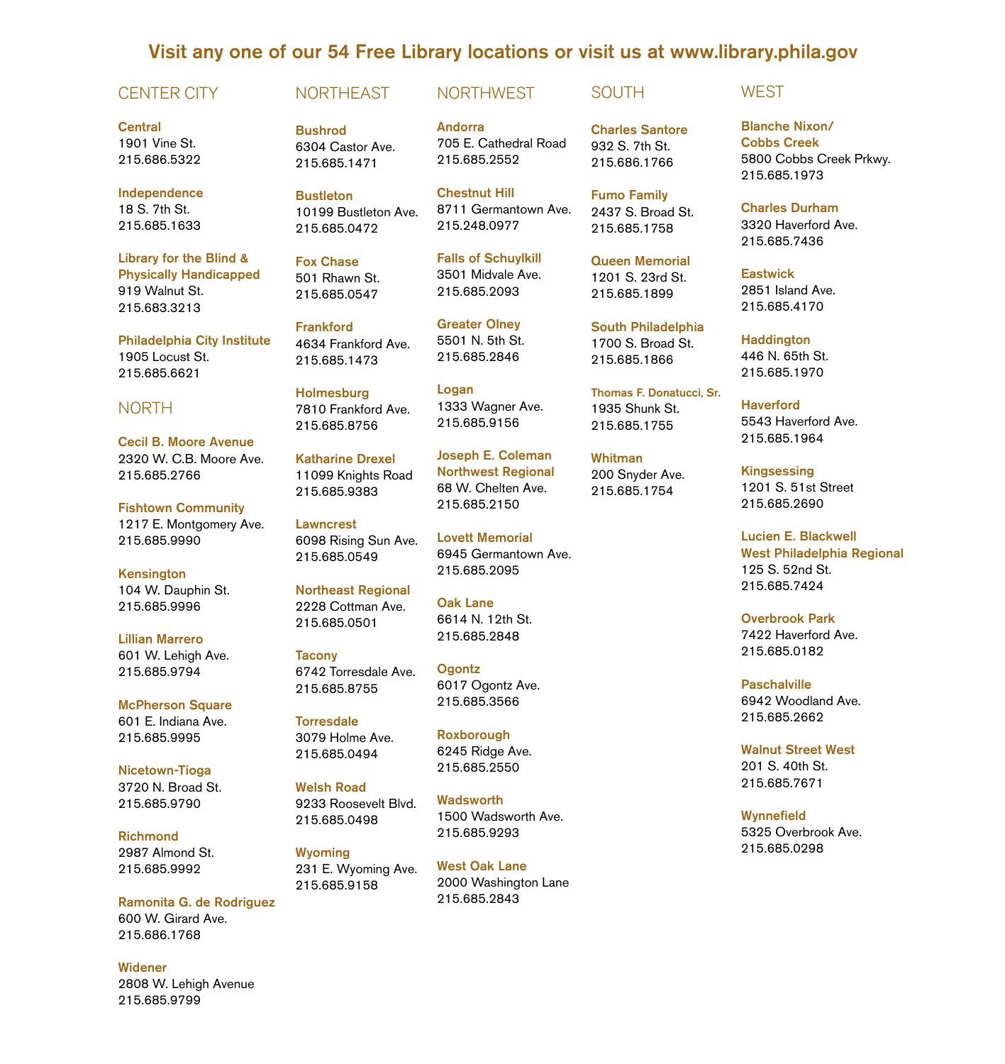# Visit any one of our 54 Free Library locations or visit us at www.library.phila.gov

## CENTER CITY

**Central**
1901 Vine St.
215.686.5322

**Independence**
18 S. 7th St.
215.685.1633

**Library for the Blind & Physically Handicapped**
919 Walnut St.
215.683.3213

**Philadelphia City Institute**
1905 Locust St.
215.685.6621

## NORTH

**Cecil B. Moore Avenue**
2320 W. C.B. Moore Ave.
215.685.2766

**Fishtown Community**
1217 E. Montgomery Ave.
215.685.9990

**Kensington**
104 W. Dauphin St.
215.685.9996

**Lillian Marrero**
601 W. Lehigh Ave.
215.685.9794

**McPherson Square**
601 E. Indiana Ave.
215.685.9995

**Nicetown-Tioga**
3720 N. Broad St.
215.685.9790

**Richmond**
2987 Almond St.
215.685.9992

**Ramonita G. de Rodriguez**
600 W. Girard Ave.
215.686.1768

**Widener**
2808 W. Lehigh Avenue
215.685.9799

## NORTHEAST

**Bushrod**
6304 Castor Ave.
215.685.1471

**Bustleton**
10199 Bustleton Ave.
215.685.0472

**Fox Chase**
501 Rhawn St.
215.685.0547

**Frankford**
4634 Frankford Ave.
215.685.1473

**Holmesburg**
7810 Frankford Ave.
215.685.8756

**Katharine Drexel**
11099 Knights Road
215.685.9383

**Lawncrest**
6098 Rising Sun Ave.
215.685.0549

**Northeast Regional**
2228 Cottman Ave.
215.685.0501

**Tacony**
6742 Torresdale Ave.
215.685.8755

**Torresdale**
3079 Holme Ave.
215.685.0494

**Welsh Road**
9233 Roosevelt Blvd.
215.685.0498

**Wyoming**
231 E. Wyoming Ave.
215.685.9158

## NORTHWEST

**Andorra**
705 E. Cathedral Road
215.685.2552

**Chestnut Hill**
8711 Germantown Ave.
215.248.0977

**Falls of Schuylkill**
3501 Midvale Ave.
215.685.2093

**Greater Olney**
5501 N. 5th St.
215.685.2846

**Logan**
1333 Wagner Ave.
215.685.9156

**Joseph E. Coleman Northwest Regional**
68 W. Chelten Ave.
215.685.2150

**Lovett Memorial**
6945 Germantown Ave.
215.685.2095

**Oak Lane**
6614 N. 12th St.
215.685.2848

**Ogontz**
6017 Ogontz Ave.
215.685.3566

**Roxborough**
6245 Ridge Ave.
215.685.2550

**Wadsworth**
1500 Wadsworth Ave.
215.685.9293

**West Oak Lane**
2000 Washington Lane
215.685.2843

## SOUTH

**Charles Santore**
932 S. 7th St.
215.686.1766

**Fumo Family**
2437 S. Broad St.
215.685.1758

**Queen Memorial**
1201 S. 23rd St.
215.685.1899

**South Philadelphia**
1700 S. Broad St.
215.685.1866

**Thomas F. Donatucci, Sr.**
1935 Shunk St.
215.685.1755

**Whitman**
200 Snyder Ave.
215.685.1754

## WEST

**Blanche Nixon/ Cobbs Creek**
5800 Cobbs Creek Prkwy.
215.685.1973

**Charles Durham**
3320 Haverford Ave.
215.685.7436

**Eastwick**
2851 Island Ave.
215.685.4170

**Haddington**
446 N. 65th St.
215.685.1970

**Haverford**
5543 Haverford Ave.
215.685.1964

**Kingsessing**
1201 S. 51st Street
215.685.2690

**Lucien E. Blackwell West Philadelphia Regional**
125 S. 52nd St.
215.685.7424

**Overbrook Park**
7422 Haverford Ave.
215.685.0182

**Paschalville**
6942 Woodland Ave.
215.685.2662

**Walnut Street West**
201 S. 40th St.
215.685.7671

**Wynnefield**
5325 Overbrook Ave.
215.685.0298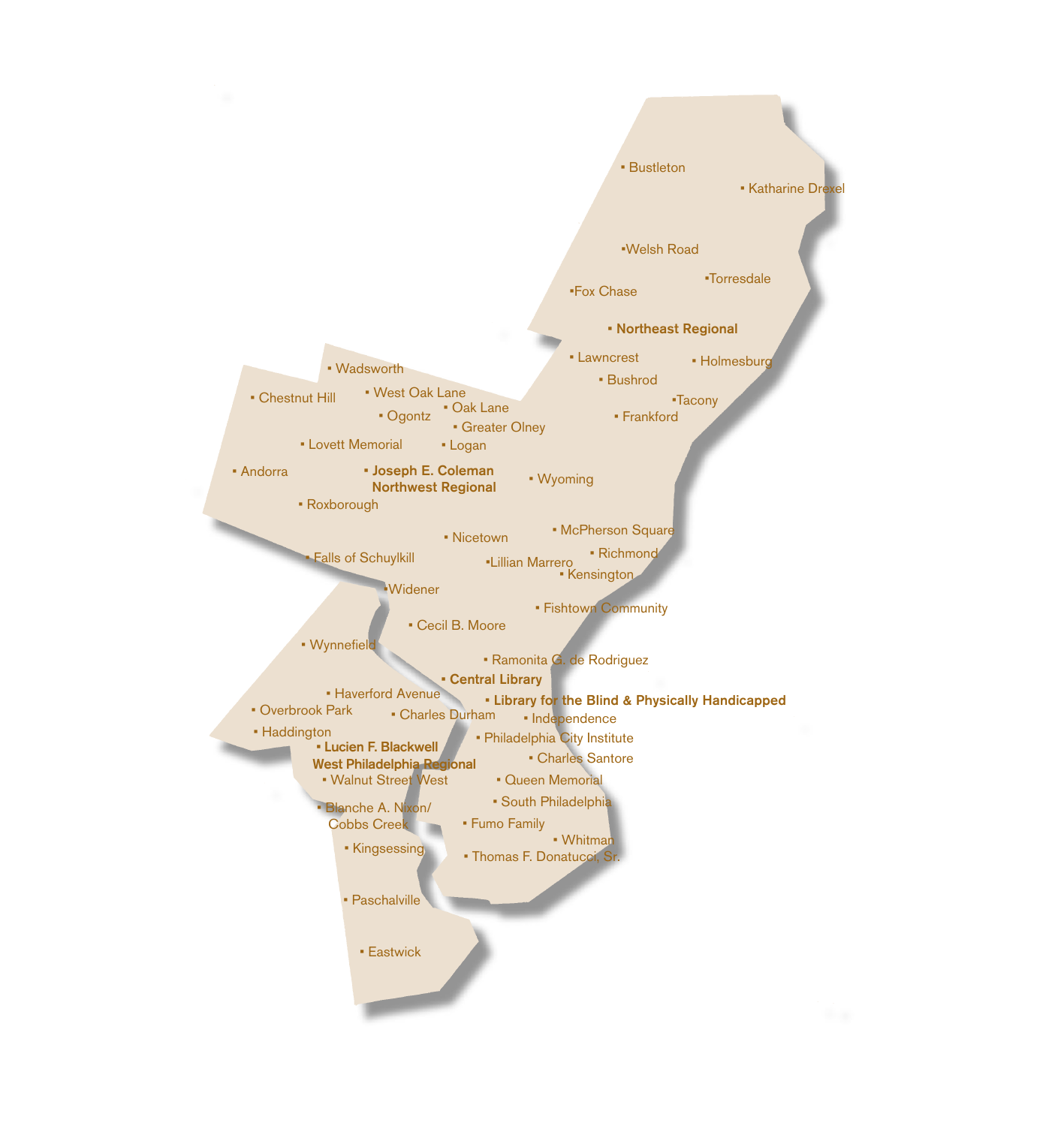▪ Bustleton

▪ Katharine Drexel

▪ Welsh Road

▪ Torresdale

▪ Fox Chase

▪ **Northeast Regional**

▪ Lawncrest

▪ Holmesburg

▪ Bushrod

▪ Tacony

▪ Frankford

▪ Wadsworth

▪ Chestnut Hill

▪ West Oak Lane

▪ Ogontz

▪ Oak Lane

▪ Greater Olney

▪ Lovett Memorial

▪ Logan

▪ Andorra

▪ **Joseph E. Coleman Northwest Regional**

▪ Wyoming

▪ Roxborough

▪ Nicetown

▪ McPherson Square

▪ Falls of Schuylkill

▪ Lillian Marrero

▪ Richmond

▪ Kensington

▪ Widener

▪ Fishtown Community

▪ Cecil B. Moore

▪ Wynnefield

▪ Ramonita G. de Rodriguez

▪ **Central Library**

▪ Haverford Avenue

▪ **Library for the Blind & Physically Handicapped**

▪ Overbrook Park

▪ Charles Durham

▪ Independence

▪ Haddington

▪ Philadelphia City Institute

▪ **Lucien F. Blackwell West Philadelphia Regional**

▪ Charles Santore

▪ Walnut Street West

▪ Queen Memorial

▪ South Philadelphia

▪ Blanche A. Nixon/ Cobbs Creek

▪ Fumo Family

▪ Whitman

▪ Kingsessing

▪ Thomas F. Donatucci, Sr.

▪ Paschalville

▪ Eastwick